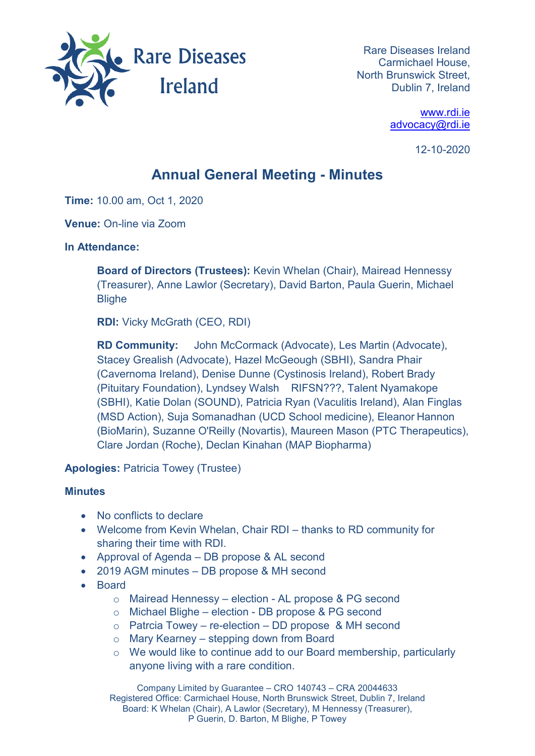Rare Diseases Ireland
Carmichael House,
North Brunswick Street,
Dublin 7, Ireland

www.rdi.ie
advocacy@rdi.ie

12-10-2020

# Annual General Meeting - Minutes

**Time:** 10.00 am, Oct 1, 2020

**Venue:** On-line via Zoom

**In Attendance:**

> **Board of Directors (Trustees):** Kevin Whelan (Chair), Mairead Hennessy (Treasurer), Anne Lawlor (Secretary), David Barton, Paula Guerin, Michael Blighe
>
> **RDI:** Vicky McGrath (CEO, RDI)
>
> **RD Community:** John McCormack (Advocate), Les Martin (Advocate), Stacey Grealish (Advocate), Hazel McGeough (SBHI), Sandra Phair (Cavernoma Ireland), Denise Dunne (Cystinosis Ireland), Robert Brady (Pituitary Foundation), Lyndsey Walsh RIFSN???, Talent Nyamakope (SBHI), Katie Dolan (SOUND), Patricia Ryan (Vaculitis Ireland), Alan Finglas (MSD Action), Suja Somanadhan (UCD School medicine), Eleanor Hannon (BioMarin), Suzanne O'Reilly (Novartis), Maureen Mason (PTC Therapeutics), Clare Jordan (Roche), Declan Kinahan (MAP Biopharma)

**Apologies:** Patricia Towey (Trustee)

**Minutes**

- No conflicts to declare
- Welcome from Kevin Whelan, Chair RDI – thanks to RD community for sharing their time with RDI.
- Approval of Agenda – DB propose & AL second
- 2019 AGM minutes – DB propose & MH second
- Board
  - Mairead Hennessy – election - AL propose & PG second
  - Michael Blighe – election - DB propose & PG second
  - Patrcia Towey – re-election – DD propose & MH second
  - Mary Kearney – stepping down from Board
  - We would like to continue add to our Board membership, particularly anyone living with a rare condition.

Company Limited by Guarantee – CRO 140743 – CRA 20044633
Registered Office: Carmichael House, North Brunswick Street, Dublin 7, Ireland
Board: K Whelan (Chair), A Lawlor (Secretary), M Hennessy (Treasurer),
P Guerin, D. Barton, M Blighe, P Towey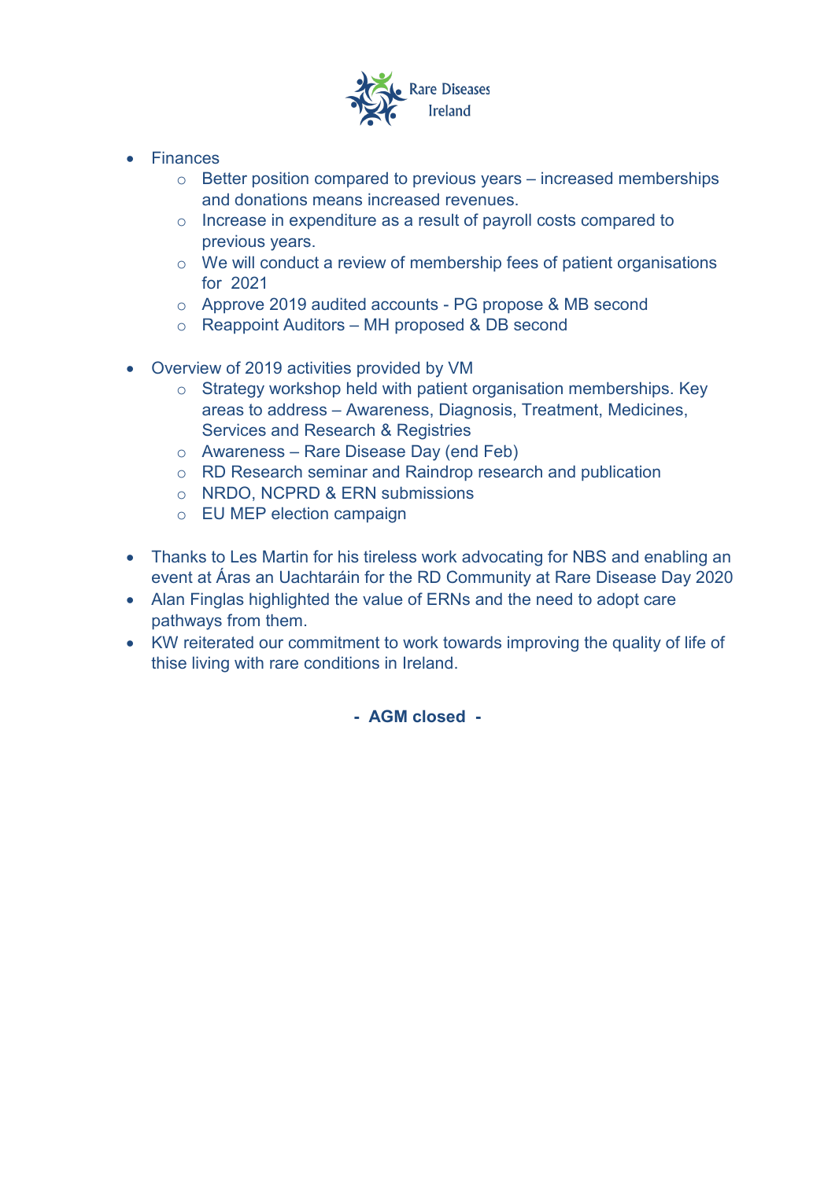- Finances
  - Better position compared to previous years – increased memberships and donations means increased revenues.
  - Increase in expenditure as a result of payroll costs compared to previous years.
  - We will conduct a review of membership fees of patient organisations for 2021
  - Approve 2019 audited accounts - PG propose & MB second
  - Reappoint Auditors – MH proposed & DB second

- Overview of 2019 activities provided by VM
  - Strategy workshop held with patient organisation memberships. Key areas to address – Awareness, Diagnosis, Treatment, Medicines, Services and Research & Registries
  - Awareness – Rare Disease Day (end Feb)
  - RD Research seminar and Raindrop research and publication
  - NRDO, NCPRD & ERN submissions
  - EU MEP election campaign

- Thanks to Les Martin for his tireless work advocating for NBS and enabling an event at Áras an Uachtaráin for the RD Community at Rare Disease Day 2020
- Alan Finglas highlighted the value of ERNs and the need to adopt care pathways from them.
- KW reiterated our commitment to work towards improving the quality of life of thise living with rare conditions in Ireland.

**- AGM closed -**